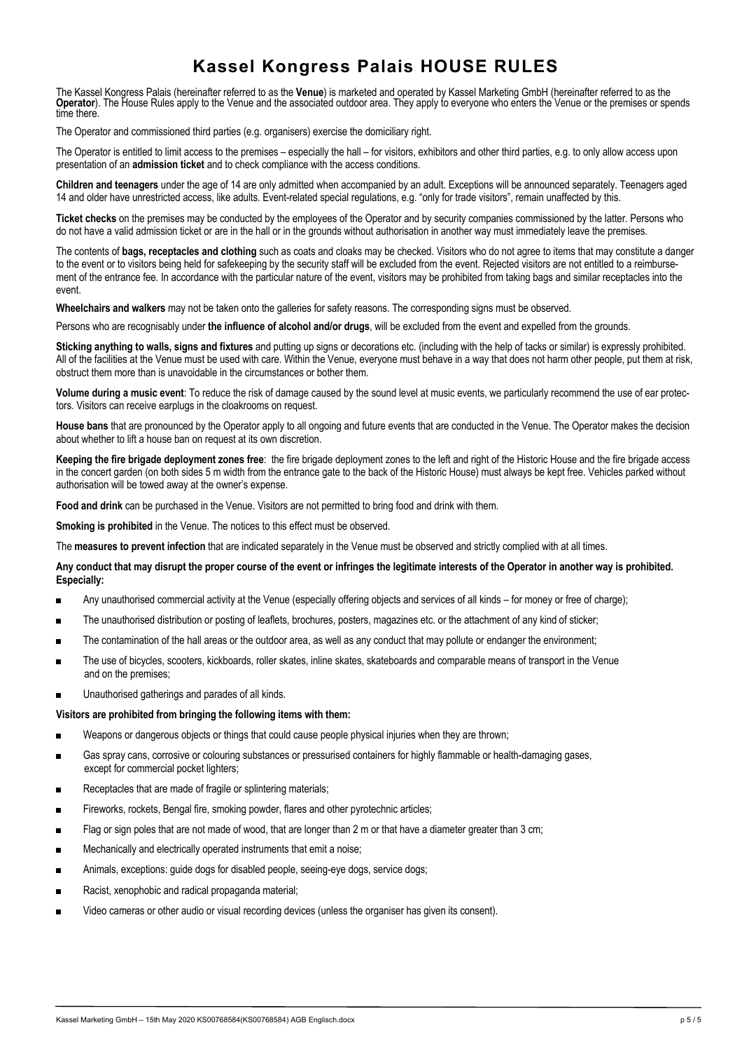# Kassel Kongress Palais HOUSE RULES

The Kassel Kongress Palais (hereinafter referred to as the **Venue**) is marketed and operated by Kassel Marketing GmbH (hereinafter referred to as the **Operator**). The House Rules apply to the Venue and the associated outdoor area. They apply to everyone who enters the Venue or the premises or spends time there.

The Operator and commissioned third parties (e.g. organisers) exercise the domiciliary right.

The Operator is entitled to limit access to the premises – especially the hall – for visitors, exhibitors and other third parties, e.g. to only allow access upon presentation of an **admission ticket** and to check compliance with the access conditions.

**Children and teenagers** under the age of 14 are only admitted when accompanied by an adult. Exceptions will be announced separately. Teenagers aged 14 and older have unrestricted access, like adults. Event-related special regulations, e.g. "only for trade visitors", remain unaffected by this.

**Ticket checks** on the premises may be conducted by the employees of the Operator and by security companies commissioned by the latter. Persons who do not have a valid admission ticket or are in the hall or in the grounds without authorisation in another way must immediately leave the premises.

The contents of **bags, receptacles and clothing** such as coats and cloaks may be checked. Visitors who do not agree to items that may constitute a danger to the event or to visitors being held for safekeeping by the security staff will be excluded from the event. Rejected visitors are not entitled to a reimbursement of the entrance fee. In accordance with the particular nature of the event, visitors may be prohibited from taking bags and similar receptacles into the event.

**Wheelchairs and walkers** may not be taken onto the galleries for safety reasons. The corresponding signs must be observed.

Persons who are recognisably under **the influence of alcohol and/or drugs**, will be excluded from the event and expelled from the grounds.

**Sticking anything to walls, signs and fixtures** and putting up signs or decorations etc. (including with the help of tacks or similar) is expressly prohibited. All of the facilities at the Venue must be used with care. Within the Venue, everyone must behave in a way that does not harm other people, put them at risk, obstruct them more than is unavoidable in the circumstances or bother them.

**Volume during a music event**: To reduce the risk of damage caused by the sound level at music events, we particularly recommend the use of ear protectors. Visitors can receive earplugs in the cloakrooms on request.

**House bans** that are pronounced by the Operator apply to all ongoing and future events that are conducted in the Venue. The Operator makes the decision about whether to lift a house ban on request at its own discretion.

**Keeping the fire brigade deployment zones free**: the fire brigade deployment zones to the left and right of the Historic House and the fire brigade access in the concert garden (on both sides 5 m width from the entrance gate to the back of the Historic House) must always be kept free. Vehicles parked without authorisation will be towed away at the owner's expense.

**Food and drink** can be purchased in the Venue. Visitors are not permitted to bring food and drink with them.

**Smoking is prohibited** in the Venue. The notices to this effect must be observed.

The **measures to prevent infection** that are indicated separately in the Venue must be observed and strictly complied with at all times.

**Any conduct that may disrupt the proper course of the event or infringes the legitimate interests of the Operator in another way is prohibited. Especially:**

- Any unauthorised commercial activity at the Venue (especially offering objects and services of all kinds – for money or free of charge);
- The unauthorised distribution or posting of leaflets, brochures, posters, magazines etc. or the attachment of any kind of sticker;
- The contamination of the hall areas or the outdoor area, as well as any conduct that may pollute or endanger the environment;
- The use of bicycles, scooters, kickboards, roller skates, inline skates, skateboards and comparable means of transport in the Venue and on the premises;
- Unauthorised gatherings and parades of all kinds.

**Visitors are prohibited from bringing the following items with them:**

- Weapons or dangerous objects or things that could cause people physical injuries when they are thrown;
- Gas spray cans, corrosive or colouring substances or pressurised containers for highly flammable or health-damaging gases, except for commercial pocket lighters;
- Receptacles that are made of fragile or splintering materials;
- Fireworks, rockets, Bengal fire, smoking powder, flares and other pyrotechnic articles;
- Flag or sign poles that are not made of wood, that are longer than 2 m or that have a diameter greater than 3 cm;
- Mechanically and electrically operated instruments that emit a noise;
- Animals, exceptions: guide dogs for disabled people, seeing-eye dogs, service dogs;
- Racist, xenophobic and radical propaganda material;
- Video cameras or other audio or visual recording devices (unless the organiser has given its consent).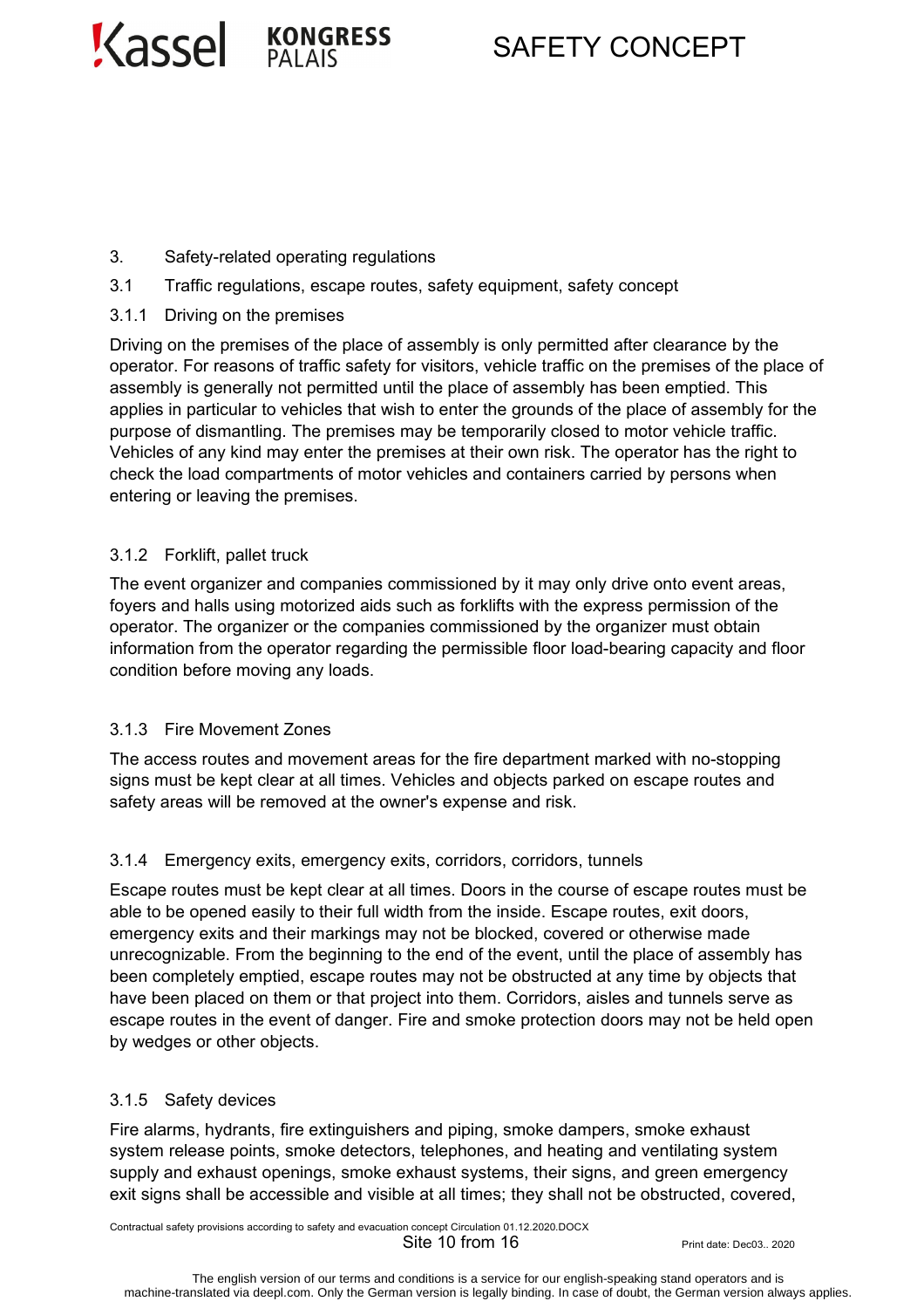## 3. Safety-related operating regulations

### 3.1 Traffic regulations, escape routes, safety equipment, safety concept

#### 3.1.1 Driving on the premises

Driving on the premises of the place of assembly is only permitted after clearance by the operator. For reasons of traffic safety for visitors, vehicle traffic on the premises of the place of assembly is generally not permitted until the place of assembly has been emptied. This applies in particular to vehicles that wish to enter the grounds of the place of assembly for the purpose of dismantling. The premises may be temporarily closed to motor vehicle traffic. Vehicles of any kind may enter the premises at their own risk. The operator has the right to check the load compartments of motor vehicles and containers carried by persons when entering or leaving the premises.

#### 3.1.2 Forklift, pallet truck

The event organizer and companies commissioned by it may only drive onto event areas, foyers and halls using motorized aids such as forklifts with the express permission of the operator. The organizer or the companies commissioned by the organizer must obtain information from the operator regarding the permissible floor load-bearing capacity and floor condition before moving any loads.

#### 3.1.3 Fire Movement Zones

The access routes and movement areas for the fire department marked with no-stopping signs must be kept clear at all times. Vehicles and objects parked on escape routes and safety areas will be removed at the owner's expense and risk.

#### 3.1.4 Emergency exits, emergency exits, corridors, corridors, tunnels

Escape routes must be kept clear at all times. Doors in the course of escape routes must be able to be opened easily to their full width from the inside. Escape routes, exit doors, emergency exits and their markings may not be blocked, covered or otherwise made unrecognizable. From the beginning to the end of the event, until the place of assembly has been completely emptied, escape routes may not be obstructed at any time by objects that have been placed on them or that project into them. Corridors, aisles and tunnels serve as escape routes in the event of danger. Fire and smoke protection doors may not be held open by wedges or other objects.

#### 3.1.5 Safety devices

Fire alarms, hydrants, fire extinguishers and piping, smoke dampers, smoke exhaust system release points, smoke detectors, telephones, and heating and ventilating system supply and exhaust openings, smoke exhaust systems, their signs, and green emergency exit signs shall be accessible and visible at all times; they shall not be obstructed, covered,

The english version of our terms and conditions is a service for our english-speaking stand operators and is machine-translated via deepl.com. Only the German version is legally binding. In case of doubt, the German version always applies.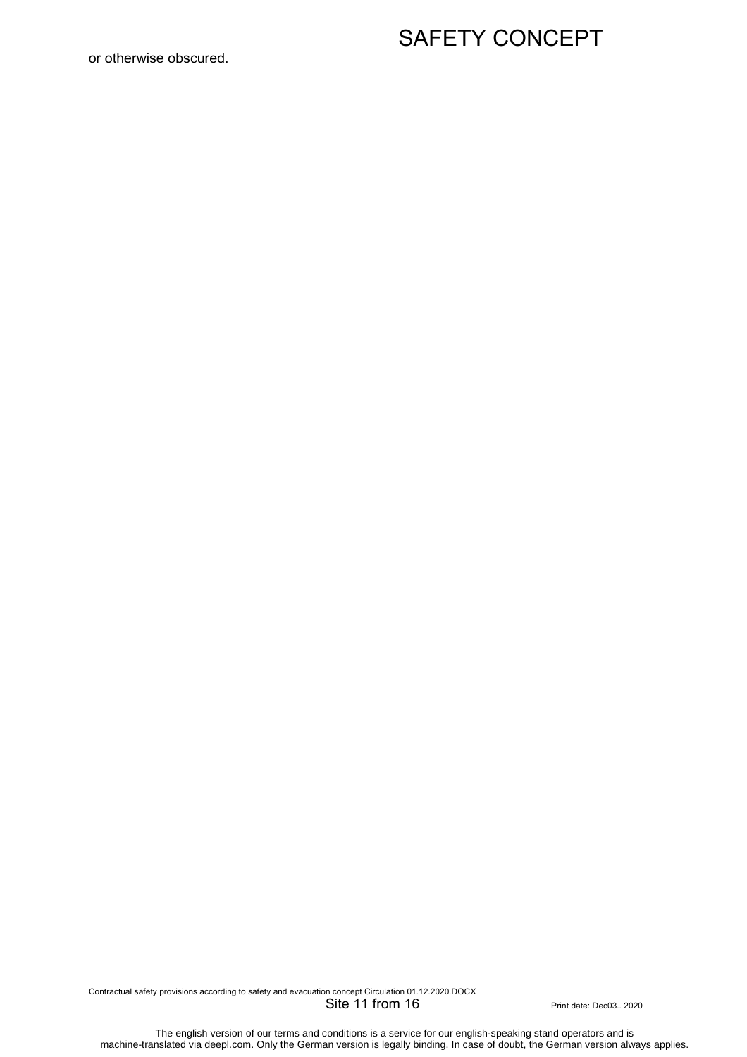or otherwise obscured.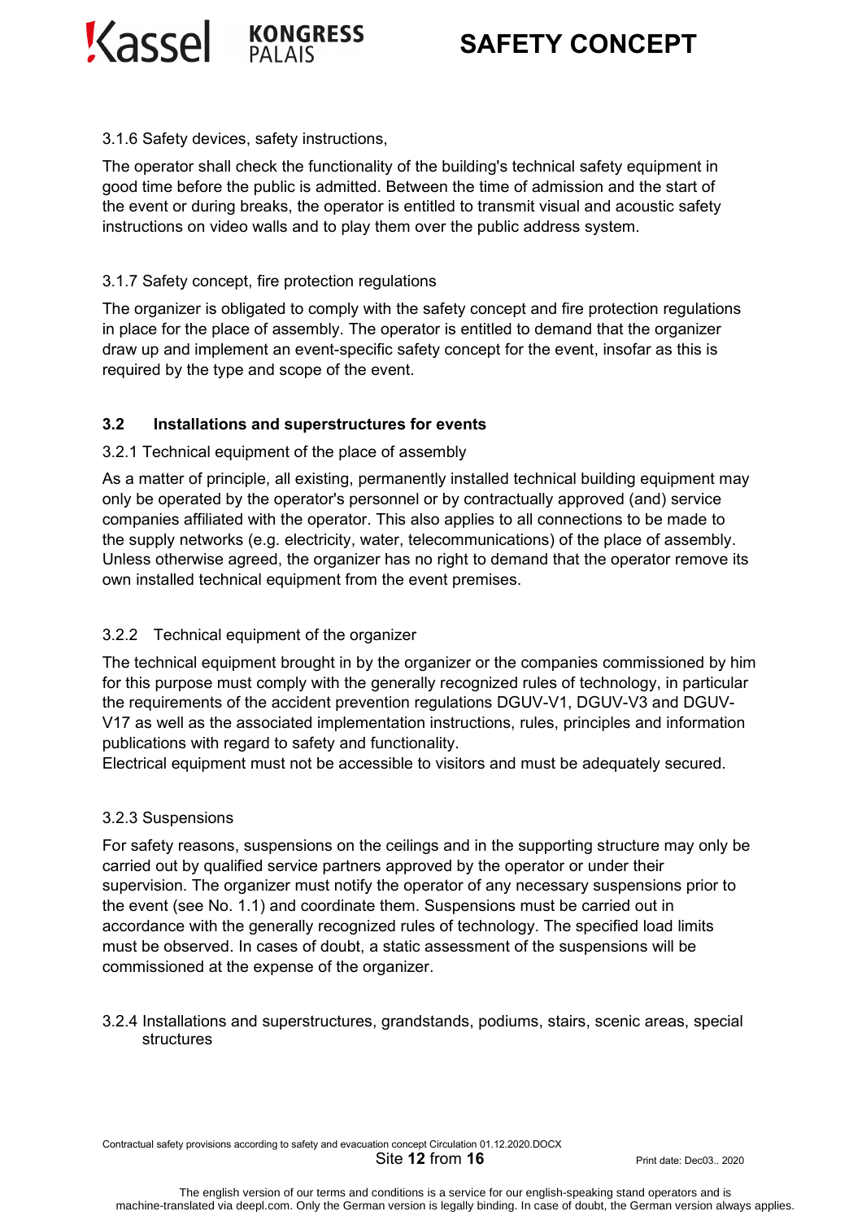3.1.6 Safety devices, safety instructions,

The operator shall check the functionality of the building's technical safety equipment in good time before the public is admitted. Between the time of admission and the start of the event or during breaks, the operator is entitled to transmit visual and acoustic safety instructions on video walls and to play them over the public address system.

3.1.7 Safety concept, fire protection regulations

The organizer is obligated to comply with the safety concept and fire protection regulations in place for the place of assembly. The operator is entitled to demand that the organizer draw up and implement an event-specific safety concept for the event, insofar as this is required by the type and scope of the event.

### 3.2 Installations and superstructures for events

3.2.1 Technical equipment of the place of assembly

As a matter of principle, all existing, permanently installed technical building equipment may only be operated by the operator's personnel or by contractually approved (and) service companies affiliated with the operator. This also applies to all connections to be made to the supply networks (e.g. electricity, water, telecommunications) of the place of assembly. Unless otherwise agreed, the organizer has no right to demand that the operator remove its own installed technical equipment from the event premises.

3.2.2 Technical equipment of the organizer

The technical equipment brought in by the organizer or the companies commissioned by him for this purpose must comply with the generally recognized rules of technology, in particular the requirements of the accident prevention regulations DGUV-V1, DGUV-V3 and DGUV-V17 as well as the associated implementation instructions, rules, principles and information publications with regard to safety and functionality.
Electrical equipment must not be accessible to visitors and must be adequately secured.

3.2.3 Suspensions

For safety reasons, suspensions on the ceilings and in the supporting structure may only be carried out by qualified service partners approved by the operator or under their supervision. The organizer must notify the operator of any necessary suspensions prior to the event (see No. 1.1) and coordinate them. Suspensions must be carried out in accordance with the generally recognized rules of technology. The specified load limits must be observed. In cases of doubt, a static assessment of the suspensions will be commissioned at the expense of the organizer.

3.2.4 Installations and superstructures, grandstands, podiums, stairs, scenic areas, special structures

The english version of our terms and conditions is a service for our english-speaking stand operators and is machine-translated via deepl.com. Only the German version is legally binding. In case of doubt, the German version always applies.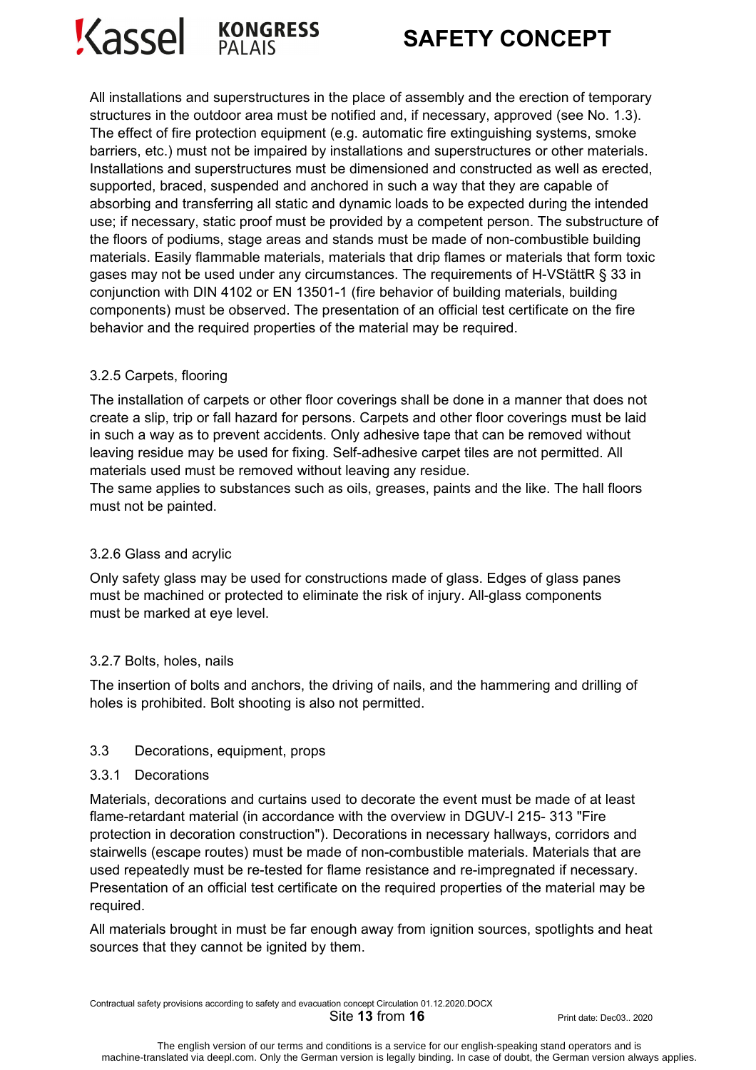All installations and superstructures in the place of assembly and the erection of temporary structures in the outdoor area must be notified and, if necessary, approved (see No. 1.3). The effect of fire protection equipment (e.g. automatic fire extinguishing systems, smoke barriers, etc.) must not be impaired by installations and superstructures or other materials. Installations and superstructures must be dimensioned and constructed as well as erected, supported, braced, suspended and anchored in such a way that they are capable of absorbing and transferring all static and dynamic loads to be expected during the intended use; if necessary, static proof must be provided by a competent person. The substructure of the floors of podiums, stage areas and stands must be made of non-combustible building materials. Easily flammable materials, materials that drip flames or materials that form toxic gases may not be used under any circumstances. The requirements of H-VStättR § 33 in conjunction with DIN 4102 or EN 13501-1 (fire behavior of building materials, building components) must be observed. The presentation of an official test certificate on the fire behavior and the required properties of the material may be required.

### 3.2.5 Carpets, flooring

The installation of carpets or other floor coverings shall be done in a manner that does not create a slip, trip or fall hazard for persons. Carpets and other floor coverings must be laid in such a way as to prevent accidents. Only adhesive tape that can be removed without leaving residue may be used for fixing. Self-adhesive carpet tiles are not permitted. All materials used must be removed without leaving any residue.
The same applies to substances such as oils, greases, paints and the like. The hall floors must not be painted.

### 3.2.6 Glass and acrylic

Only safety glass may be used for constructions made of glass. Edges of glass panes must be machined or protected to eliminate the risk of injury. All-glass components must be marked at eye level.

### 3.2.7 Bolts, holes, nails

The insertion of bolts and anchors, the driving of nails, and the hammering and drilling of holes is prohibited. Bolt shooting is also not permitted.

## 3.3 Decorations, equipment, props

### 3.3.1 Decorations

Materials, decorations and curtains used to decorate the event must be made of at least flame-retardant material (in accordance with the overview in DGUV-I 215- 313 "Fire protection in decoration construction"). Decorations in necessary hallways, corridors and stairwells (escape routes) must be made of non-combustible materials. Materials that are used repeatedly must be re-tested for flame resistance and re-impregnated if necessary. Presentation of an official test certificate on the required properties of the material may be required.

All materials brought in must be far enough away from ignition sources, spotlights and heat sources that they cannot be ignited by them.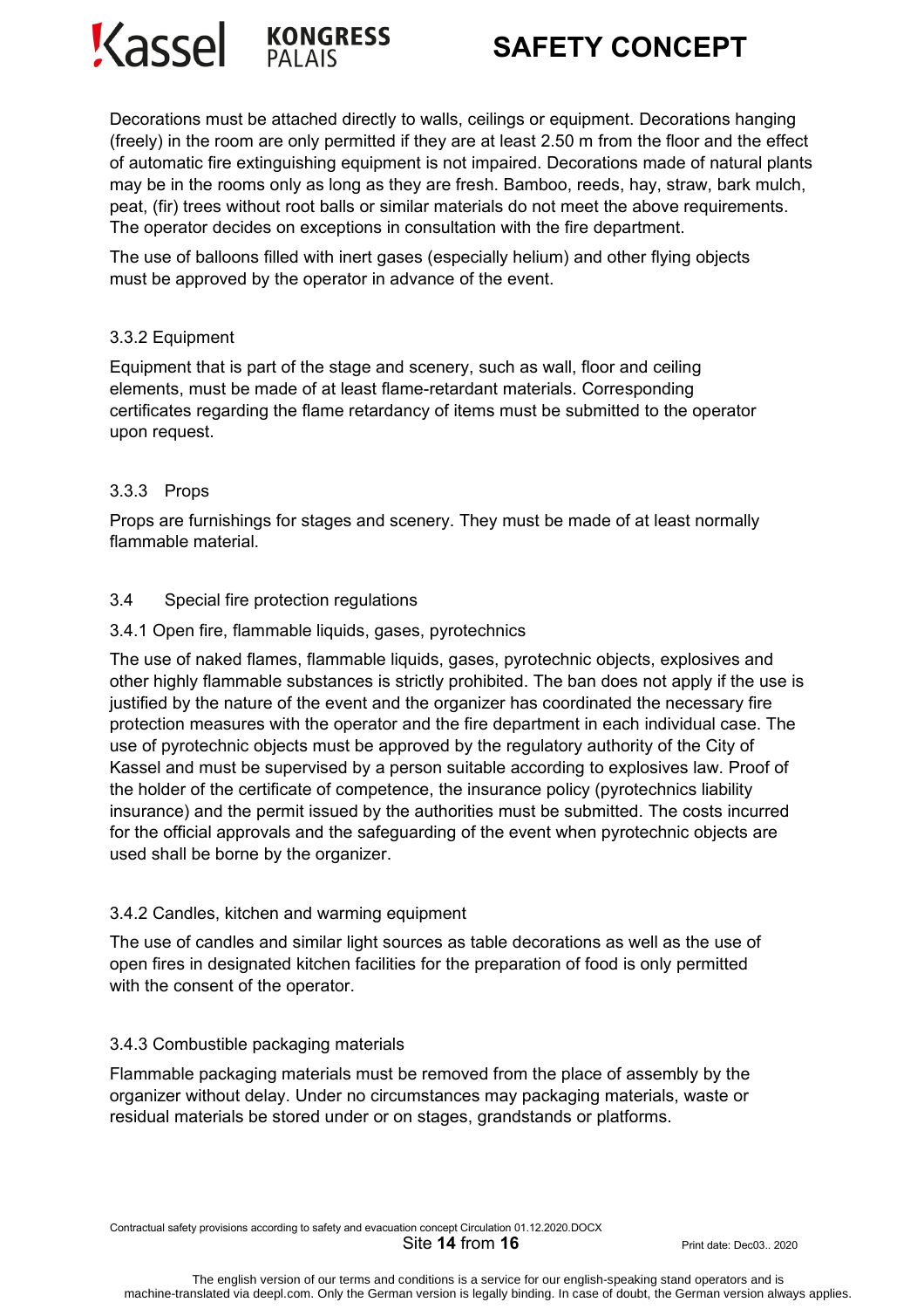Decorations must be attached directly to walls, ceilings or equipment. Decorations hanging (freely) in the room are only permitted if they are at least 2.50 m from the floor and the effect of automatic fire extinguishing equipment is not impaired. Decorations made of natural plants may be in the rooms only as long as they are fresh. Bamboo, reeds, hay, straw, bark mulch, peat, (fir) trees without root balls or similar materials do not meet the above requirements. The operator decides on exceptions in consultation with the fire department.

The use of balloons filled with inert gases (especially helium) and other flying objects must be approved by the operator in advance of the event.

### 3.3.2 Equipment

Equipment that is part of the stage and scenery, such as wall, floor and ceiling elements, must be made of at least flame-retardant materials. Corresponding certificates regarding the flame retardancy of items must be submitted to the operator upon request.

### 3.3.3 Props

Props are furnishings for stages and scenery. They must be made of at least normally flammable material.

## 3.4 Special fire protection regulations

### 3.4.1 Open fire, flammable liquids, gases, pyrotechnics

The use of naked flames, flammable liquids, gases, pyrotechnic objects, explosives and other highly flammable substances is strictly prohibited. The ban does not apply if the use is justified by the nature of the event and the organizer has coordinated the necessary fire protection measures with the operator and the fire department in each individual case. The use of pyrotechnic objects must be approved by the regulatory authority of the City of Kassel and must be supervised by a person suitable according to explosives law. Proof of the holder of the certificate of competence, the insurance policy (pyrotechnics liability insurance) and the permit issued by the authorities must be submitted. The costs incurred for the official approvals and the safeguarding of the event when pyrotechnic objects are used shall be borne by the organizer.

### 3.4.2 Candles, kitchen and warming equipment

The use of candles and similar light sources as table decorations as well as the use of open fires in designated kitchen facilities for the preparation of food is only permitted with the consent of the operator.

### 3.4.3 Combustible packaging materials

Flammable packaging materials must be removed from the place of assembly by the organizer without delay. Under no circumstances may packaging materials, waste or residual materials be stored under or on stages, grandstands or platforms.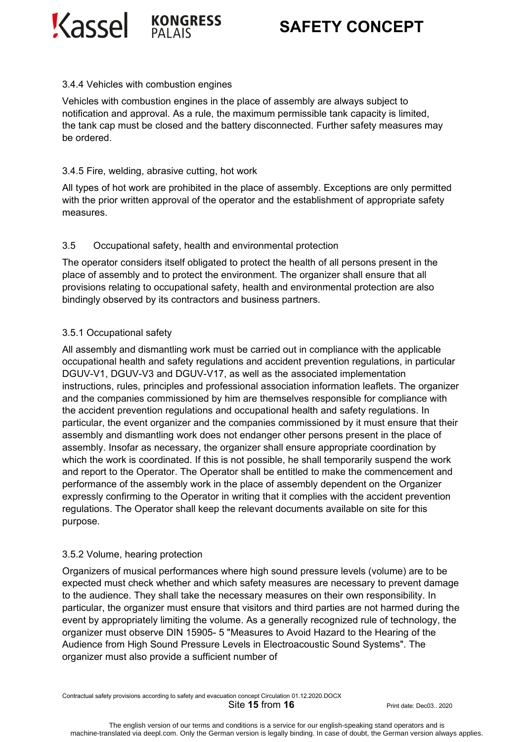### 3.4.4 Vehicles with combustion engines

Vehicles with combustion engines in the place of assembly are always subject to notification and approval. As a rule, the maximum permissible tank capacity is limited, the tank cap must be closed and the battery disconnected. Further safety measures may be ordered.

### 3.4.5 Fire, welding, abrasive cutting, hot work

All types of hot work are prohibited in the place of assembly. Exceptions are only permitted with the prior written approval of the operator and the establishment of appropriate safety measures.

## 3.5 Occupational safety, health and environmental protection

The operator considers itself obligated to protect the health of all persons present in the place of assembly and to protect the environment. The organizer shall ensure that all provisions relating to occupational safety, health and environmental protection are also bindingly observed by its contractors and business partners.

### 3.5.1 Occupational safety

All assembly and dismantling work must be carried out in compliance with the applicable occupational health and safety regulations and accident prevention regulations, in particular DGUV-V1, DGUV-V3 and DGUV-V17, as well as the associated implementation instructions, rules, principles and professional association information leaflets. The organizer and the companies commissioned by him are themselves responsible for compliance with the accident prevention regulations and occupational health and safety regulations. In particular, the event organizer and the companies commissioned by it must ensure that their assembly and dismantling work does not endanger other persons present in the place of assembly. Insofar as necessary, the organizer shall ensure appropriate coordination by which the work is coordinated. If this is not possible, he shall temporarily suspend the work and report to the Operator. The Operator shall be entitled to make the commencement and performance of the assembly work in the place of assembly dependent on the Organizer expressly confirming to the Operator in writing that it complies with the accident prevention regulations. The Operator shall keep the relevant documents available on site for this purpose.

### 3.5.2 Volume, hearing protection

Organizers of musical performances where high sound pressure levels (volume) are to be expected must check whether and which safety measures are necessary to prevent damage to the audience. They shall take the necessary measures on their own responsibility. In particular, the organizer must ensure that visitors and third parties are not harmed during the event by appropriately limiting the volume. As a generally recognized rule of technology, the organizer must observe DIN 15905- 5 "Measures to Avoid Hazard to the Hearing of the Audience from High Sound Pressure Levels in Electroacoustic Sound Systems". The organizer must also provide a sufficient number of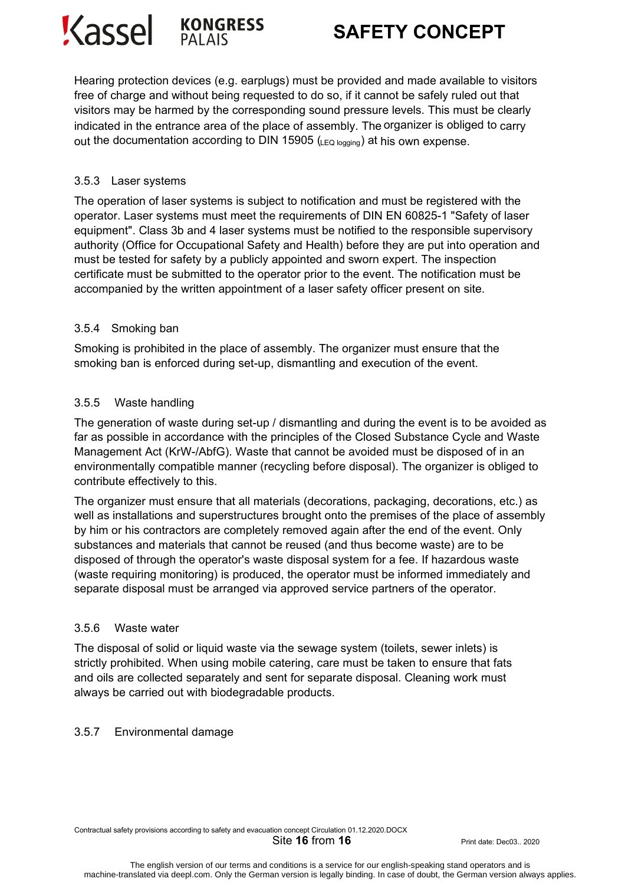Hearing protection devices (e.g. earplugs) must be provided and made available to visitors free of charge and without being requested to do so, if it cannot be safely ruled out that visitors may be harmed by the corresponding sound pressure levels. This must be clearly indicated in the entrance area of the place of assembly. The organizer is obliged to carry out the documentation according to DIN 15905 ($_{\text{LEQ logging}}$) at his own expense.

### 3.5.3 Laser systems

The operation of laser systems is subject to notification and must be registered with the operator. Laser systems must meet the requirements of DIN EN 60825-1 "Safety of laser equipment". Class 3b and 4 laser systems must be notified to the responsible supervisory authority (Office for Occupational Safety and Health) before they are put into operation and must be tested for safety by a publicly appointed and sworn expert. The inspection certificate must be submitted to the operator prior to the event. The notification must be accompanied by the written appointment of a laser safety officer present on site.

### 3.5.4 Smoking ban

Smoking is prohibited in the place of assembly. The organizer must ensure that the smoking ban is enforced during set-up, dismantling and execution of the event.

### 3.5.5 Waste handling

The generation of waste during set-up / dismantling and during the event is to be avoided as far as possible in accordance with the principles of the Closed Substance Cycle and Waste Management Act (KrW-/AbfG). Waste that cannot be avoided must be disposed of in an environmentally compatible manner (recycling before disposal). The organizer is obliged to contribute effectively to this.

The organizer must ensure that all materials (decorations, packaging, decorations, etc.) as well as installations and superstructures brought onto the premises of the place of assembly by him or his contractors are completely removed again after the end of the event. Only substances and materials that cannot be reused (and thus become waste) are to be disposed of through the operator's waste disposal system for a fee. If hazardous waste (waste requiring monitoring) is produced, the operator must be informed immediately and separate disposal must be arranged via approved service partners of the operator.

### 3.5.6 Waste water

The disposal of solid or liquid waste via the sewage system (toilets, sewer inlets) is strictly prohibited. When using mobile catering, care must be taken to ensure that fats and oils are collected separately and sent for separate disposal. Cleaning work must always be carried out with biodegradable products.

### 3.5.7 Environmental damage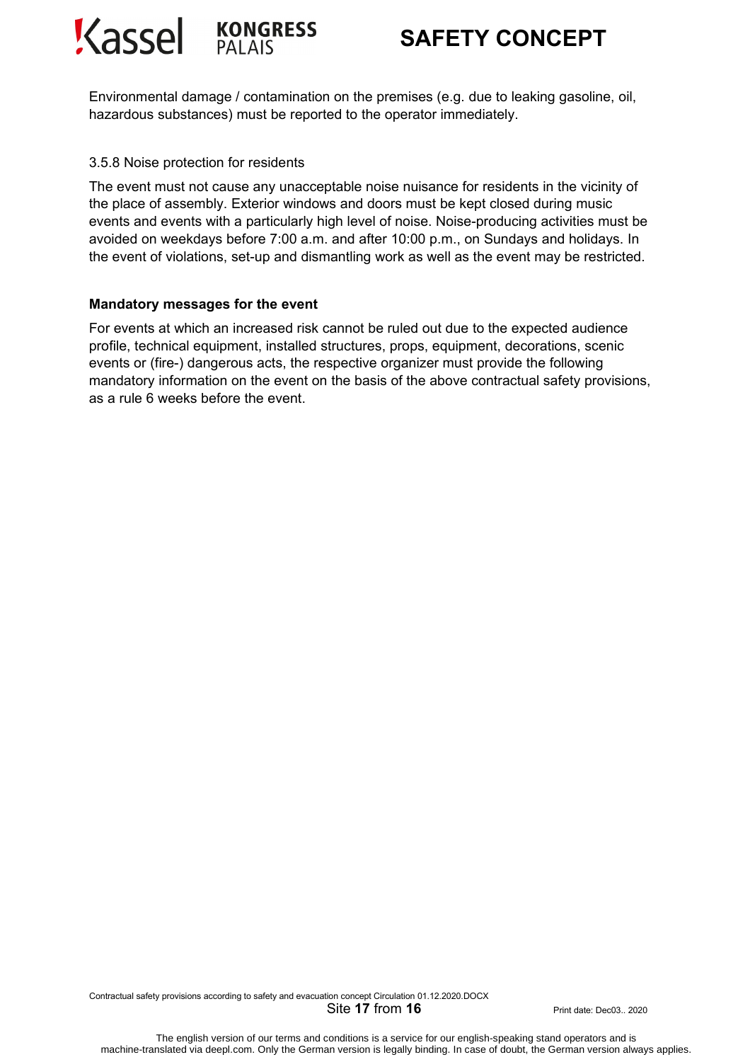Environmental damage / contamination on the premises (e.g. due to leaking gasoline, oil, hazardous substances) must be reported to the operator immediately.

### 3.5.8 Noise protection for residents

The event must not cause any unacceptable noise nuisance for residents in the vicinity of the place of assembly. Exterior windows and doors must be kept closed during music events and events with a particularly high level of noise. Noise-producing activities must be avoided on weekdays before 7:00 a.m. and after 10:00 p.m., on Sundays and holidays. In the event of violations, set-up and dismantling work as well as the event may be restricted.

**Mandatory messages for the event**

For events at which an increased risk cannot be ruled out due to the expected audience profile, technical equipment, installed structures, props, equipment, decorations, scenic events or (fire-) dangerous acts, the respective organizer must provide the following mandatory information on the event on the basis of the above contractual safety provisions, as a rule 6 weeks before the event.